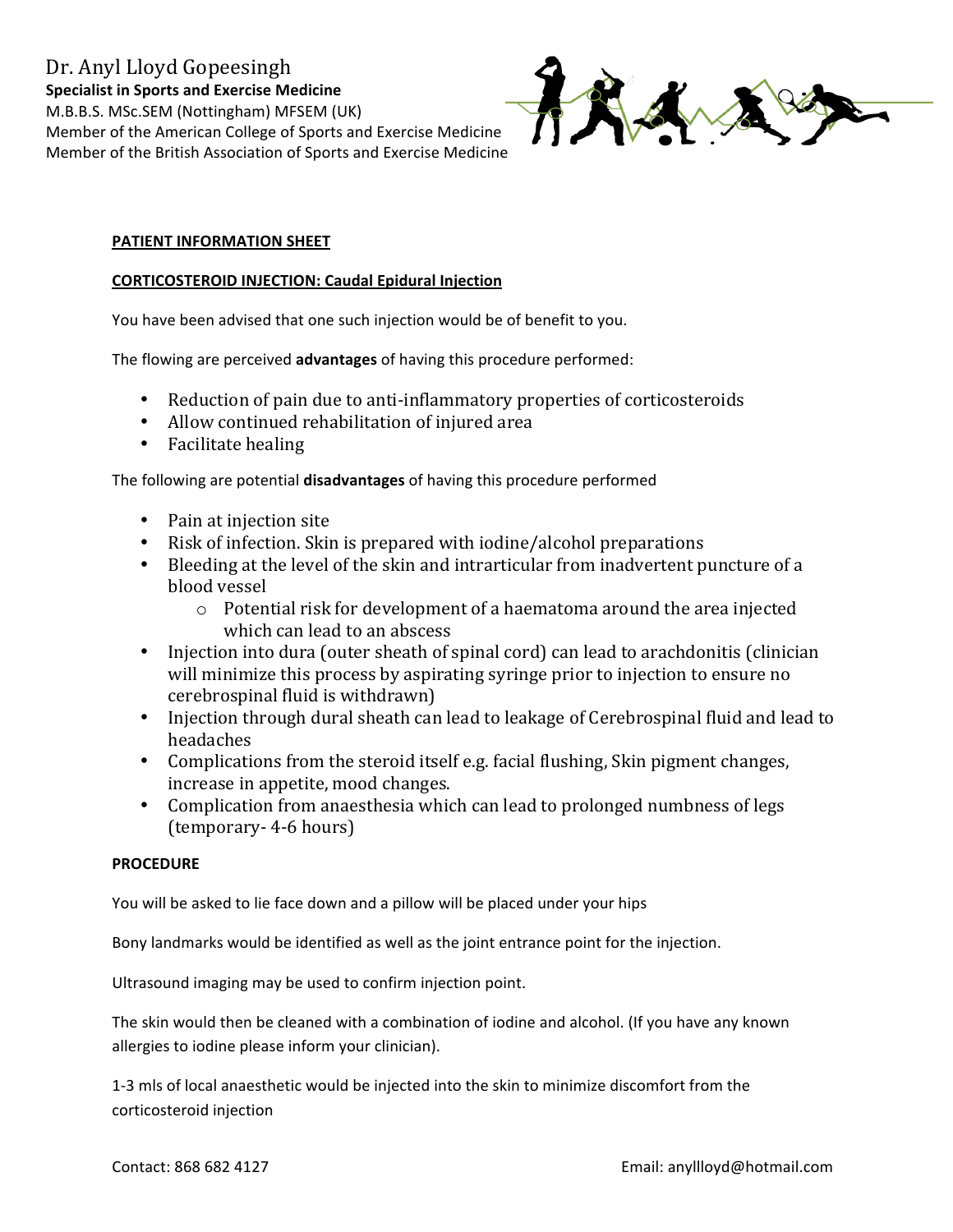Dr. Anyl Lloyd Gopeesingh

**Specialist in Sports and Exercise Medicine**

M.B.B.S. MSc.SEM (Nottingham) MFSEM (UK)

Member of the American College of Sports and Exercise Medicine

Member of the British Association of Sports and Exercise Medicine

**PATIENT INFORMATION SHEET**

**CORTICOSTEROID INJECTION: Caudal Epidural Injection**

You have been advised that one such injection would be of benefit to you.

The flowing are perceived **advantages** of having this procedure performed:

- Reduction of pain due to anti-inflammatory properties of corticosteroids
- Allow continued rehabilitation of injured area
- Facilitate healing

The following are potential **disadvantages** of having this procedure performed

- Pain at injection site
- Risk of infection. Skin is prepared with iodine/alcohol preparations
- Bleeding at the level of the skin and intrarticular from inadvertent puncture of a blood vessel
  - Potential risk for development of a haematoma around the area injected which can lead to an abscess
- Injection into dura (outer sheath of spinal cord) can lead to arachdonitis (clinician will minimize this process by aspirating syringe prior to injection to ensure no cerebrospinal fluid is withdrawn)
- Injection through dural sheath can lead to leakage of Cerebrospinal fluid and lead to headaches
- Complications from the steroid itself e.g. facial flushing, Skin pigment changes, increase in appetite, mood changes.
- Complication from anaesthesia which can lead to prolonged numbness of legs (temporary- 4-6 hours)

**PROCEDURE**

You will be asked to lie face down and a pillow will be placed under your hips

Bony landmarks would be identified as well as the joint entrance point for the injection.

Ultrasound imaging may be used to confirm injection point.

The skin would then be cleaned with a combination of iodine and alcohol. (If you have any known allergies to iodine please inform your clinician).

1-3 mls of local anaesthetic would be injected into the skin to minimize discomfort from the corticosteroid injection

Contact: 868 682 4127 Email: anyllloyd@hotmail.com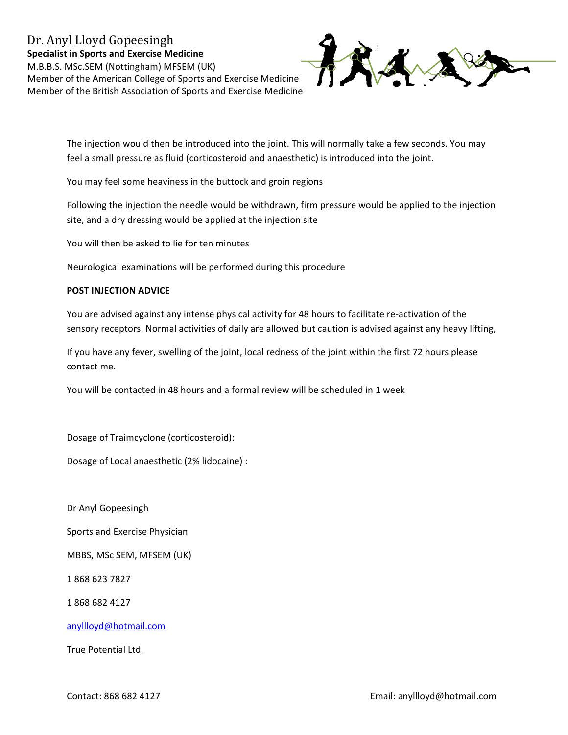The injection would then be introduced into the joint. This will normally take a few seconds. You may feel a small pressure as fluid (corticosteroid and anaesthetic) is introduced into the joint.

You may feel some heaviness in the buttock and groin regions

Following the injection the needle would be withdrawn, firm pressure would be applied to the injection site, and a dry dressing would be applied at the injection site

You will then be asked to lie for ten minutes

Neurological examinations will be performed during this procedure

**POST INJECTION ADVICE**

You are advised against any intense physical activity for 48 hours to facilitate re-activation of the sensory receptors. Normal activities of daily are allowed but caution is advised against any heavy lifting,

If you have any fever, swelling of the joint, local redness of the joint within the first 72 hours please contact me.

You will be contacted in 48 hours and a formal review will be scheduled in 1 week

Dosage of Traimcyclone (corticosteroid):

Dosage of Local anaesthetic (2% lidocaine) :

Dr Anyl Gopeesingh

Sports and Exercise Physician

MBBS, MSc SEM, MFSEM (UK)

1 868 623 7827

1 868 682 4127

anyllloyd@hotmail.com

True Potential Ltd.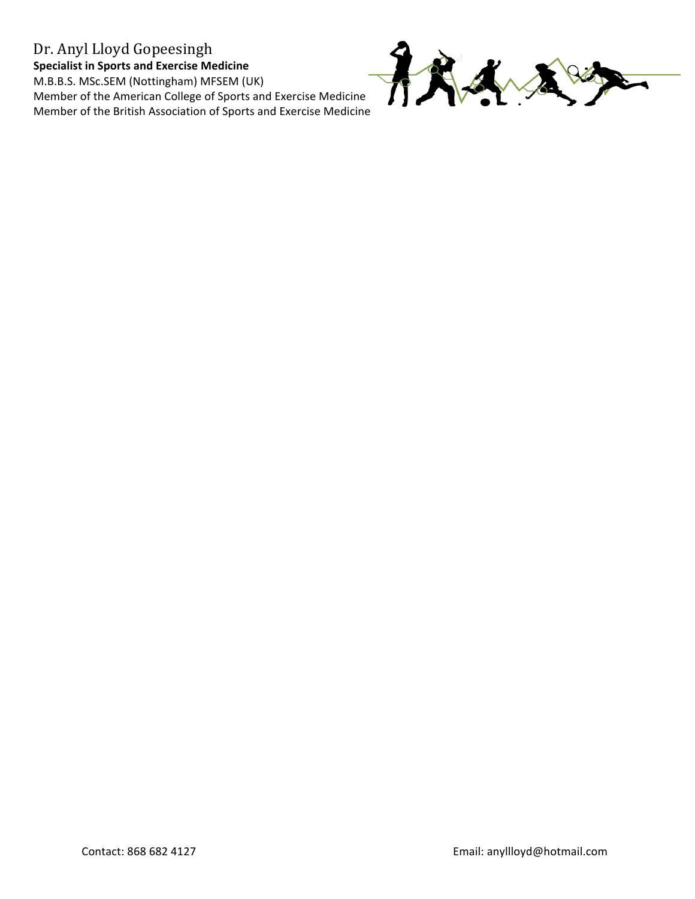Dr. Anyl Lloyd Gopeesingh

**Specialist in Sports and Exercise Medicine**

M.B.B.S. MSc.SEM (Nottingham) MFSEM (UK)

Member of the American College of Sports and Exercise Medicine

Member of the British Association of Sports and Exercise Medicine

Contact: 868 682 4127

Email: anyllloyd@hotmail.com